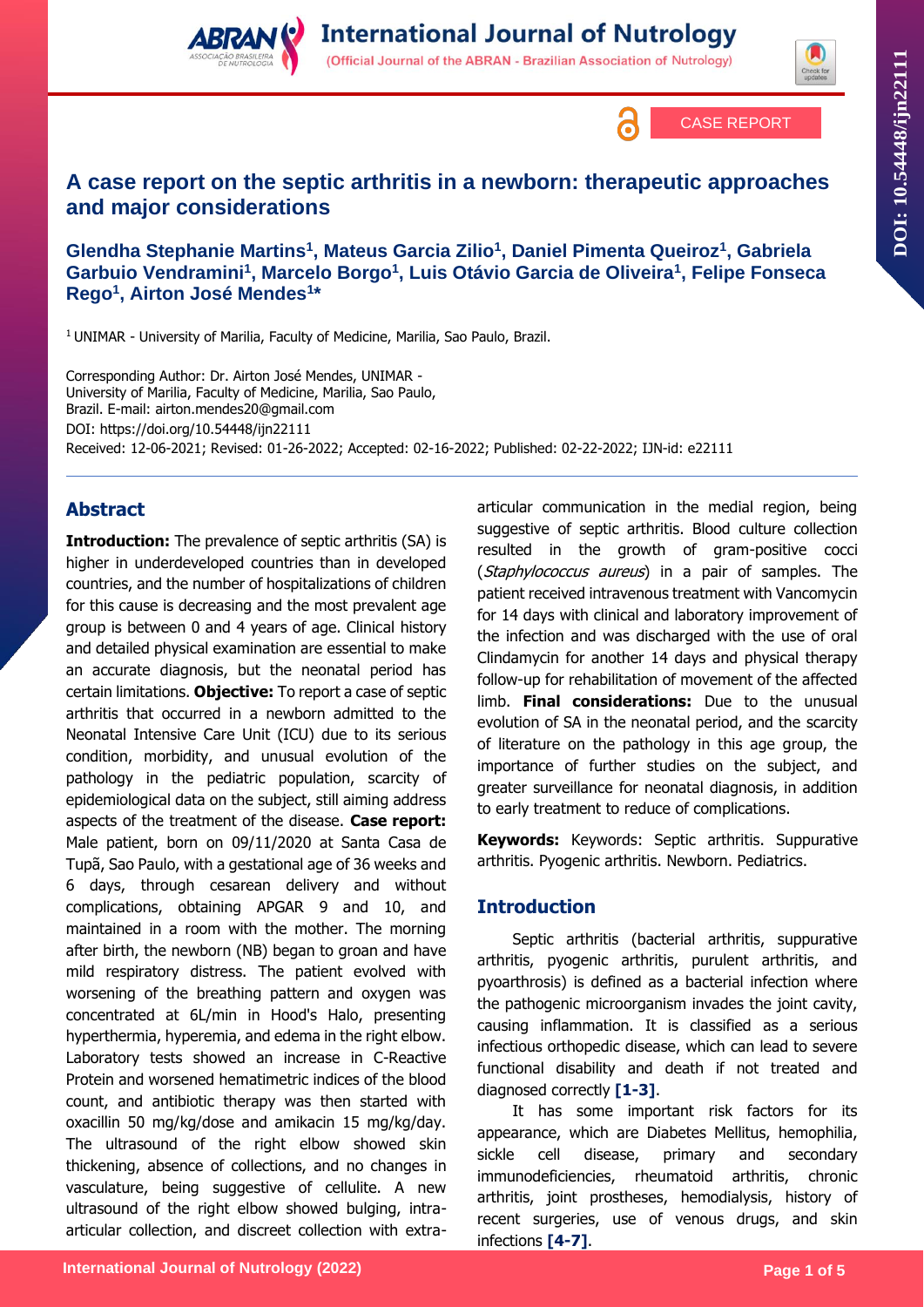CASE REPORT

# A case report on the septic arthritis in a newborn: therapeutic approaches and major considerations

**Glendha Stephanie Martins[1], Mateus Garcia Zilio[1], Daniel Pimenta Queiroz[1], Gabriela Garbuio Vendramini[1], Marcelo Borgo[1], Luis Otávio Garcia de Oliveira[1], Felipe Fonseca Rego[1], Airton José Mendes[1]***

[1] UNIMAR - University of Marilia, Faculty of Medicine, Marilia, Sao Paulo, Brazil.

Corresponding Author: Dr. Airton José Mendes, UNIMAR - University of Marilia, Faculty of Medicine, Marilia, Sao Paulo, Brazil. E-mail: airton.mendes20@gmail.com
DOI: https://doi.org/10.54448/ijn22111
Received: 12-06-2021; Revised: 01-26-2022; Accepted: 02-16-2022; Published: 02-22-2022; IJN-id: e22111

## Abstract

**Introduction:** The prevalence of septic arthritis (SA) is higher in underdeveloped countries than in developed countries, and the number of hospitalizations of children for this cause is decreasing and the most prevalent age group is between 0 and 4 years of age. Clinical history and detailed physical examination are essential to make an accurate diagnosis, but the neonatal period has certain limitations. **Objective:** To report a case of septic arthritis that occurred in a newborn admitted to the Neonatal Intensive Care Unit (ICU) due to its serious condition, morbidity, and unusual evolution of the pathology in the pediatric population, scarcity of epidemiological data on the subject, still aiming address aspects of the treatment of the disease. **Case report:** Male patient, born on 09/11/2020 at Santa Casa de Tupã, Sao Paulo, with a gestational age of 36 weeks and 6 days, through cesarean delivery and without complications, obtaining APGAR 9 and 10, and maintained in a room with the mother. The morning after birth, the newborn (NB) began to groan and have mild respiratory distress. The patient evolved with worsening of the breathing pattern and oxygen was concentrated at 6L/min in Hood's Halo, presenting hyperthermia, hyperemia, and edema in the right elbow. Laboratory tests showed an increase in C-Reactive Protein and worsened hematimetric indices of the blood count, and antibiotic therapy was then started with oxacillin 50 mg/kg/dose and amikacin 15 mg/kg/day. The ultrasound of the right elbow showed skin thickening, absence of collections, and no changes in vasculature, being suggestive of cellulite. A new ultrasound of the right elbow showed bulging, intra-articular collection, and discreet collection with extra-articular communication in the medial region, being suggestive of septic arthritis. Blood culture collection resulted in the growth of gram-positive cocci (*Staphylococcus aureus*) in a pair of samples. The patient received intravenous treatment with Vancomycin for 14 days with clinical and laboratory improvement of the infection and was discharged with the use of oral Clindamycin for another 14 days and physical therapy follow-up for rehabilitation of movement of the affected limb. **Final considerations:** Due to the unusual evolution of SA in the neonatal period, and the scarcity of literature on the pathology in this age group, the importance of further studies on the subject, and greater surveillance for neonatal diagnosis, in addition to early treatment to reduce of complications.

**Keywords:** Keywords: Septic arthritis. Suppurative arthritis. Pyogenic arthritis. Newborn. Pediatrics.

## Introduction

Septic arthritis (bacterial arthritis, suppurative arthritis, pyogenic arthritis, purulent arthritis, and pyoarthrosis) is defined as a bacterial infection where the pathogenic microorganism invades the joint cavity, causing inflammation. It is classified as a serious infectious orthopedic disease, which can lead to severe functional disability and death if not treated and diagnosed correctly **[1-3]**.

It has some important risk factors for its appearance, which are Diabetes Mellitus, hemophilia, sickle cell disease, primary and secondary immunodeficiencies, rheumatoid arthritis, chronic arthritis, joint prostheses, hemodialysis, history of recent surgeries, use of venous drugs, and skin infections **[4-7]**.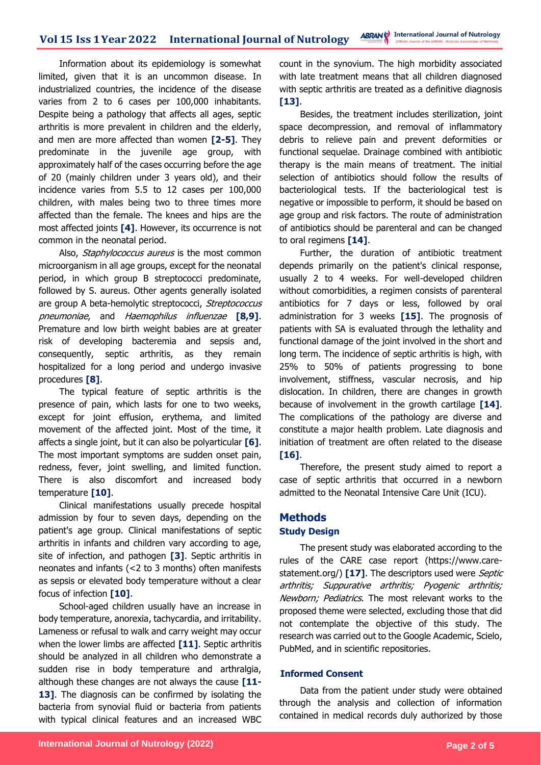Information about its epidemiology is somewhat limited, given that it is an uncommon disease. In industrialized countries, the incidence of the disease varies from 2 to 6 cases per 100,000 inhabitants. Despite being a pathology that affects all ages, septic arthritis is more prevalent in children and the elderly, and men are more affected than women **[2-5]**. They predominate in the juvenile age group, with approximately half of the cases occurring before the age of 20 (mainly children under 3 years old), and their incidence varies from 5.5 to 12 cases per 100,000 children, with males being two to three times more affected than the female. The knees and hips are the most affected joints **[4]**. However, its occurrence is not common in the neonatal period.

Also, *Staphylococcus aureus* is the most common microorganism in all age groups, except for the neonatal period, in which group B streptococci predominate, followed by S. aureus. Other agents generally isolated are group A beta-hemolytic streptococci, *Streptococcus pneumoniae*, and *Haemophilus influenzae* **[8,9]**. Premature and low birth weight babies are at greater risk of developing bacteremia and sepsis and, consequently, septic arthritis, as they remain hospitalized for a long period and undergo invasive procedures **[8]**.

The typical feature of septic arthritis is the presence of pain, which lasts for one to two weeks, except for joint effusion, erythema, and limited movement of the affected joint. Most of the time, it affects a single joint, but it can also be polyarticular **[6]**. The most important symptoms are sudden onset pain, redness, fever, joint swelling, and limited function. There is also discomfort and increased body temperature **[10]**.

Clinical manifestations usually precede hospital admission by four to seven days, depending on the patient's age group. Clinical manifestations of septic arthritis in infants and children vary according to age, site of infection, and pathogen **[3]**. Septic arthritis in neonates and infants (<2 to 3 months) often manifests as sepsis or elevated body temperature without a clear focus of infection **[10]**.

School-aged children usually have an increase in body temperature, anorexia, tachycardia, and irritability. Lameness or refusal to walk and carry weight may occur when the lower limbs are affected **[11]**. Septic arthritis should be analyzed in all children who demonstrate a sudden rise in body temperature and arthralgia, although these changes are not always the cause **[11-13]**. The diagnosis can be confirmed by isolating the bacteria from synovial fluid or bacteria from patients with typical clinical features and an increased WBC count in the synovium. The high morbidity associated with late treatment means that all children diagnosed with septic arthritis are treated as a definitive diagnosis **[13]**.

Besides, the treatment includes sterilization, joint space decompression, and removal of inflammatory debris to relieve pain and prevent deformities or functional sequelae. Drainage combined with antibiotic therapy is the main means of treatment. The initial selection of antibiotics should follow the results of bacteriological tests. If the bacteriological test is negative or impossible to perform, it should be based on age group and risk factors. The route of administration of antibiotics should be parenteral and can be changed to oral regimens **[14]**.

Further, the duration of antibiotic treatment depends primarily on the patient's clinical response, usually 2 to 4 weeks. For well-developed children without comorbidities, a regimen consists of parenteral antibiotics for 7 days or less, followed by oral administration for 3 weeks **[15]**. The prognosis of patients with SA is evaluated through the lethality and functional damage of the joint involved in the short and long term. The incidence of septic arthritis is high, with 25% to 50% of patients progressing to bone involvement, stiffness, vascular necrosis, and hip dislocation. In children, there are changes in growth because of involvement in the growth cartilage **[14]**. The complications of the pathology are diverse and constitute a major health problem. Late diagnosis and initiation of treatment are often related to the disease **[16]**.

Therefore, the present study aimed to report a case of septic arthritis that occurred in a newborn admitted to the Neonatal Intensive Care Unit (ICU).

## Methods

### Study Design

The present study was elaborated according to the rules of the CARE case report (https://www.care-statement.org/) **[17]**. The descriptors used were *Septic arthritis; Suppurative arthritis; Pyogenic arthritis; Newborn; Pediatrics*. The most relevant works to the proposed theme were selected, excluding those that did not contemplate the objective of this study. The research was carried out to the Google Academic, Scielo, PubMed, and in scientific repositories.

### Informed Consent

Data from the patient under study were obtained through the analysis and collection of information contained in medical records duly authorized by those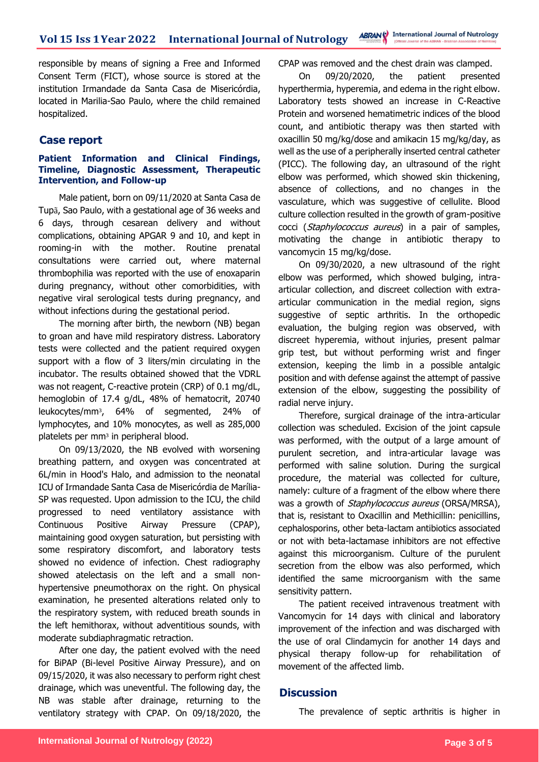responsible by means of signing a Free and Informed Consent Term (FICT), whose source is stored at the institution Irmandade da Santa Casa de Misericórdia, located in Marilia-Sao Paulo, where the child remained hospitalized.

## Case report

### Patient Information and Clinical Findings, Timeline, Diagnostic Assessment, Therapeutic Intervention, and Follow-up

Male patient, born on 09/11/2020 at Santa Casa de Tupã, Sao Paulo, with a gestational age of 36 weeks and 6 days, through cesarean delivery and without complications, obtaining APGAR 9 and 10, and kept in rooming-in with the mother. Routine prenatal consultations were carried out, where maternal thrombophilia was reported with the use of enoxaparin during pregnancy, without other comorbidities, with negative viral serological tests during pregnancy, and without infections during the gestational period.

The morning after birth, the newborn (NB) began to groan and have mild respiratory distress. Laboratory tests were collected and the patient required oxygen support with a flow of 3 liters/min circulating in the incubator. The results obtained showed that the VDRL was not reagent, C-reactive protein (CRP) of 0.1 mg/dL, hemoglobin of 17.4 g/dL, 48% of hematocrit, 20740 leukocytes/mm$^3$, 64% of segmented, 24% of lymphocytes, and 10% monocytes, as well as 285,000 platelets per mm$^3$ in peripheral blood.

On 09/13/2020, the NB evolved with worsening breathing pattern, and oxygen was concentrated at 6L/min in Hood's Halo, and admission to the neonatal ICU of Irmandade Santa Casa de Misericórdia de Marília-SP was requested. Upon admission to the ICU, the child progressed to need ventilatory assistance with Continuous Positive Airway Pressure (CPAP), maintaining good oxygen saturation, but persisting with some respiratory discomfort, and laboratory tests showed no evidence of infection. Chest radiography showed atelectasis on the left and a small non-hypertensive pneumothorax on the right. On physical examination, he presented alterations related only to the respiratory system, with reduced breath sounds in the left hemithorax, without adventitious sounds, with moderate subdiaphragmatic retraction.

After one day, the patient evolved with the need for BiPAP (Bi-level Positive Airway Pressure), and on 09/15/2020, it was also necessary to perform right chest drainage, which was uneventful. The following day, the NB was stable after drainage, returning to the ventilatory strategy with CPAP. On 09/18/2020, the CPAP was removed and the chest drain was clamped.

On 09/20/2020, the patient presented hyperthermia, hyperemia, and edema in the right elbow. Laboratory tests showed an increase in C-Reactive Protein and worsened hematimetric indices of the blood count, and antibiotic therapy was then started with oxacillin 50 mg/kg/dose and amikacin 15 mg/kg/day, as well as the use of a peripherally inserted central catheter (PICC). The following day, an ultrasound of the right elbow was performed, which showed skin thickening, absence of collections, and no changes in the vasculature, which was suggestive of cellulite. Blood culture collection resulted in the growth of gram-positive cocci (*Staphylococcus aureus*) in a pair of samples, motivating the change in antibiotic therapy to vancomycin 15 mg/kg/dose.

On 09/30/2020, a new ultrasound of the right elbow was performed, which showed bulging, intra-articular collection, and discreet collection with extra-articular communication in the medial region, signs suggestive of septic arthritis. In the orthopedic evaluation, the bulging region was observed, with discreet hyperemia, without injuries, present palmar grip test, but without performing wrist and finger extension, keeping the limb in a possible antalgic position and with defense against the attempt of passive extension of the elbow, suggesting the possibility of radial nerve injury.

Therefore, surgical drainage of the intra-articular collection was scheduled. Excision of the joint capsule was performed, with the output of a large amount of purulent secretion, and intra-articular lavage was performed with saline solution. During the surgical procedure, the material was collected for culture, namely: culture of a fragment of the elbow where there was a growth of *Staphylococcus aureus* (ORSA/MRSA), that is, resistant to Oxacillin and Methicillin: penicillins, cephalosporins, other beta-lactam antibiotics associated or not with beta-lactamase inhibitors are not effective against this microorganism. Culture of the purulent secretion from the elbow was also performed, which identified the same microorganism with the same sensitivity pattern.

The patient received intravenous treatment with Vancomycin for 14 days with clinical and laboratory improvement of the infection and was discharged with the use of oral Clindamycin for another 14 days and physical therapy follow-up for rehabilitation of movement of the affected limb.

## Discussion

The prevalence of septic arthritis is higher in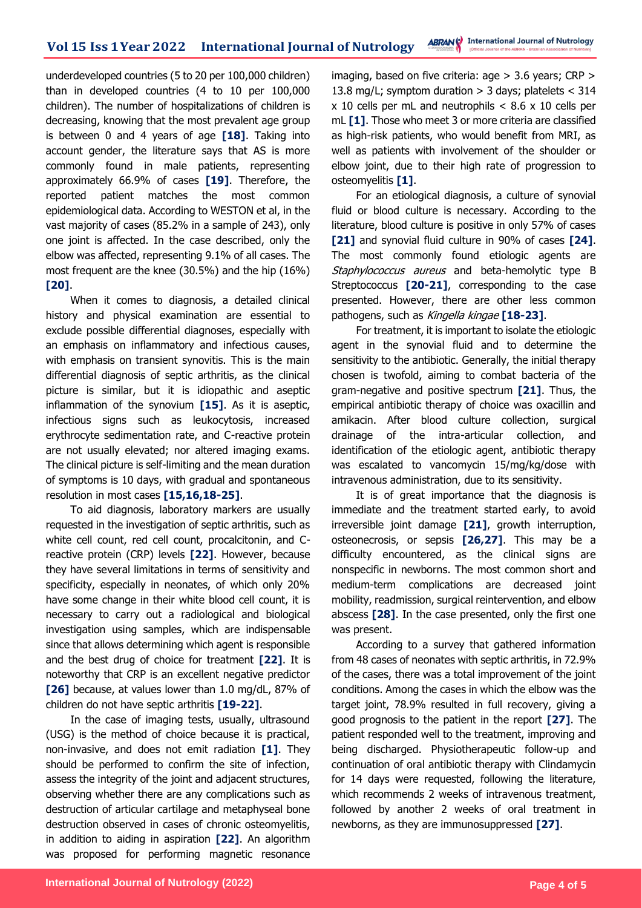underdeveloped countries (5 to 20 per 100,000 children) than in developed countries (4 to 10 per 100,000 children). The number of hospitalizations of children is decreasing, knowing that the most prevalent age group is between 0 and 4 years of age **[18]**. Taking into account gender, the literature says that AS is more commonly found in male patients, representing approximately 66.9% of cases **[19]**. Therefore, the reported patient matches the most common epidemiological data. According to WESTON et al, in the vast majority of cases (85.2% in a sample of 243), only one joint is affected. In the case described, only the elbow was affected, representing 9.1% of all cases. The most frequent are the knee (30.5%) and the hip (16%) **[20]**.

When it comes to diagnosis, a detailed clinical history and physical examination are essential to exclude possible differential diagnoses, especially with an emphasis on inflammatory and infectious causes, with emphasis on transient synovitis. This is the main differential diagnosis of septic arthritis, as the clinical picture is similar, but it is idiopathic and aseptic inflammation of the synovium **[15]**. As it is aseptic, infectious signs such as leukocytosis, increased erythrocyte sedimentation rate, and C-reactive protein are not usually elevated; nor altered imaging exams. The clinical picture is self-limiting and the mean duration of symptoms is 10 days, with gradual and spontaneous resolution in most cases **[15,16,18-25]**.

To aid diagnosis, laboratory markers are usually requested in the investigation of septic arthritis, such as white cell count, red cell count, procalcitonin, and C-reactive protein (CRP) levels **[22]**. However, because they have several limitations in terms of sensitivity and specificity, especially in neonates, of which only 20% have some change in their white blood cell count, it is necessary to carry out a radiological and biological investigation using samples, which are indispensable since that allows determining which agent is responsible and the best drug of choice for treatment **[22]**. It is noteworthy that CRP is an excellent negative predictor **[26]** because, at values lower than 1.0 mg/dL, 87% of children do not have septic arthritis **[19-22]**.

In the case of imaging tests, usually, ultrasound (USG) is the method of choice because it is practical, non-invasive, and does not emit radiation **[1]**. They should be performed to confirm the site of infection, assess the integrity of the joint and adjacent structures, observing whether there are any complications such as destruction of articular cartilage and metaphyseal bone destruction observed in cases of chronic osteomyelitis, in addition to aiding in aspiration **[22]**. An algorithm was proposed for performing magnetic resonance imaging, based on five criteria: age > 3.6 years; CRP > 13.8 mg/L; symptom duration > 3 days; platelets < 314 x 10 cells per mL and neutrophils < 8.6 x 10 cells per mL **[1]**. Those who meet 3 or more criteria are classified as high-risk patients, who would benefit from MRI, as well as patients with involvement of the shoulder or elbow joint, due to their high rate of progression to osteomyelitis **[1]**.

For an etiological diagnosis, a culture of synovial fluid or blood culture is necessary. According to the literature, blood culture is positive in only 57% of cases **[21]** and synovial fluid culture in 90% of cases **[24]**. The most commonly found etiologic agents are *Staphylococcus aureus* and beta-hemolytic type B Streptococcus **[20-21]**, corresponding to the case presented. However, there are other less common pathogens, such as *Kingella kingae* **[18-23]**.

For treatment, it is important to isolate the etiologic agent in the synovial fluid and to determine the sensitivity to the antibiotic. Generally, the initial therapy chosen is twofold, aiming to combat bacteria of the gram-negative and positive spectrum **[21]**. Thus, the empirical antibiotic therapy of choice was oxacillin and amikacin. After blood culture collection, surgical drainage of the intra-articular collection, and identification of the etiologic agent, antibiotic therapy was escalated to vancomycin 15/mg/kg/dose with intravenous administration, due to its sensitivity.

It is of great importance that the diagnosis is immediate and the treatment started early, to avoid irreversible joint damage **[21]**, growth interruption, osteonecrosis, or sepsis **[26,27]**. This may be a difficulty encountered, as the clinical signs are nonspecific in newborns. The most common short and medium-term complications are decreased joint mobility, readmission, surgical reintervention, and elbow abscess **[28]**. In the case presented, only the first one was present.

According to a survey that gathered information from 48 cases of neonates with septic arthritis, in 72.9% of the cases, there was a total improvement of the joint conditions. Among the cases in which the elbow was the target joint, 78.9% resulted in full recovery, giving a good prognosis to the patient in the report **[27]**. The patient responded well to the treatment, improving and being discharged. Physiotherapeutic follow-up and continuation of oral antibiotic therapy with Clindamycin for 14 days were requested, following the literature, which recommends 2 weeks of intravenous treatment, followed by another 2 weeks of oral treatment in newborns, as they are immunosuppressed **[27]**.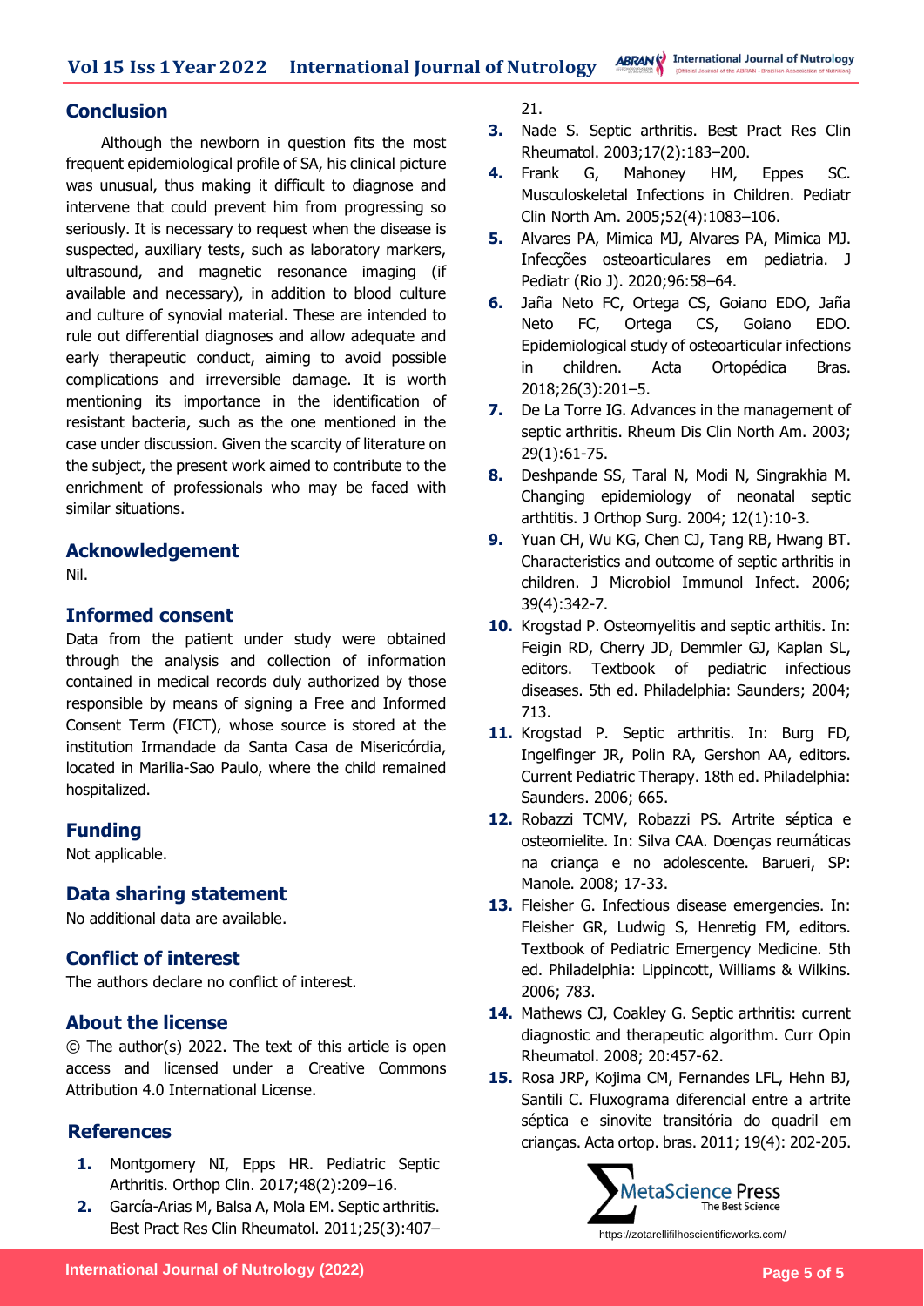## Conclusion

Although the newborn in question fits the most frequent epidemiological profile of SA, his clinical picture was unusual, thus making it difficult to diagnose and intervene that could prevent him from progressing so seriously. It is necessary to request when the disease is suspected, auxiliary tests, such as laboratory markers, ultrasound, and magnetic resonance imaging (if available and necessary), in addition to blood culture and culture of synovial material. These are intended to rule out differential diagnoses and allow adequate and early therapeutic conduct, aiming to avoid possible complications and irreversible damage. It is worth mentioning its importance in the identification of resistant bacteria, such as the one mentioned in the case under discussion. Given the scarcity of literature on the subject, the present work aimed to contribute to the enrichment of professionals who may be faced with similar situations.

## Acknowledgement

Nil.

## Informed consent

Data from the patient under study were obtained through the analysis and collection of information contained in medical records duly authorized by those responsible by means of signing a Free and Informed Consent Term (FICT), whose source is stored at the institution Irmandade da Santa Casa de Misericórdia, located in Marilia-Sao Paulo, where the child remained hospitalized.

## Funding

Not applicable.

## Data sharing statement

No additional data are available.

## Conflict of interest

The authors declare no conflict of interest.

## About the license

© The author(s) 2022. The text of this article is open access and licensed under a Creative Commons Attribution 4.0 International License.

## References

1. Montgomery NI, Epps HR. Pediatric Septic Arthritis. Orthop Clin. 2017;48(2):209–16.
2. García-Arias M, Balsa A, Mola EM. Septic arthritis. Best Pract Res Clin Rheumatol. 2011;25(3):407–21.
3. Nade S. Septic arthritis. Best Pract Res Clin Rheumatol. 2003;17(2):183–200.
4. Frank G, Mahoney HM, Eppes SC. Musculoskeletal Infections in Children. Pediatr Clin North Am. 2005;52(4):1083–106.
5. Alvares PA, Mimica MJ, Alvares PA, Mimica MJ. Infecções osteoarticulares em pediatria. J Pediatr (Rio J). 2020;96:58–64.
6. Jaña Neto FC, Ortega CS, Goiano EDO, Jaña Neto FC, Ortega CS, Goiano EDO. Epidemiological study of osteoarticular infections in children. Acta Ortopédica Bras. 2018;26(3):201–5.
7. De La Torre IG. Advances in the management of septic arthritis. Rheum Dis Clin North Am. 2003; 29(1):61-75.
8. Deshpande SS, Taral N, Modi N, Singrakhia M. Changing epidemiology of neonatal septic arthtitis. J Orthop Surg. 2004; 12(1):10-3.
9. Yuan CH, Wu KG, Chen CJ, Tang RB, Hwang BT. Characteristics and outcome of septic arthritis in children. J Microbiol Immunol Infect. 2006; 39(4):342-7.
10. Krogstad P. Osteomyelitis and septic arthitis. In: Feigin RD, Cherry JD, Demmler GJ, Kaplan SL, editors. Textbook of pediatric infectious diseases. 5th ed. Philadelphia: Saunders; 2004; 713.
11. Krogstad P. Septic arthritis. In: Burg FD, Ingelfinger JR, Polin RA, Gershon AA, editors. Current Pediatric Therapy. 18th ed. Philadelphia: Saunders. 2006; 665.
12. Robazzi TCMV, Robazzi PS. Artrite séptica e osteomielite. In: Silva CAA. Doenças reumáticas na criança e no adolescente. Barueri, SP: Manole. 2008; 17-33.
13. Fleisher G. Infectious disease emergencies. In: Fleisher GR, Ludwig S, Henretig FM, editors. Textbook of Pediatric Emergency Medicine. 5th ed. Philadelphia: Lippincott, Williams & Wilkins. 2006; 783.
14. Mathews CJ, Coakley G. Septic arthritis: current diagnostic and therapeutic algorithm. Curr Opin Rheumatol. 2008; 20:457-62.
15. Rosa JRP, Kojima CM, Fernandes LFL, Hehn BJ, Santili C. Fluxograma diferencial entre a artrite séptica e sinovite transitória do quadril em crianças. Acta ortop. bras. 2011; 19(4): 202-205.

MetaScience Press
The Best Science
https://zotarellifilhoscientificworks.com/